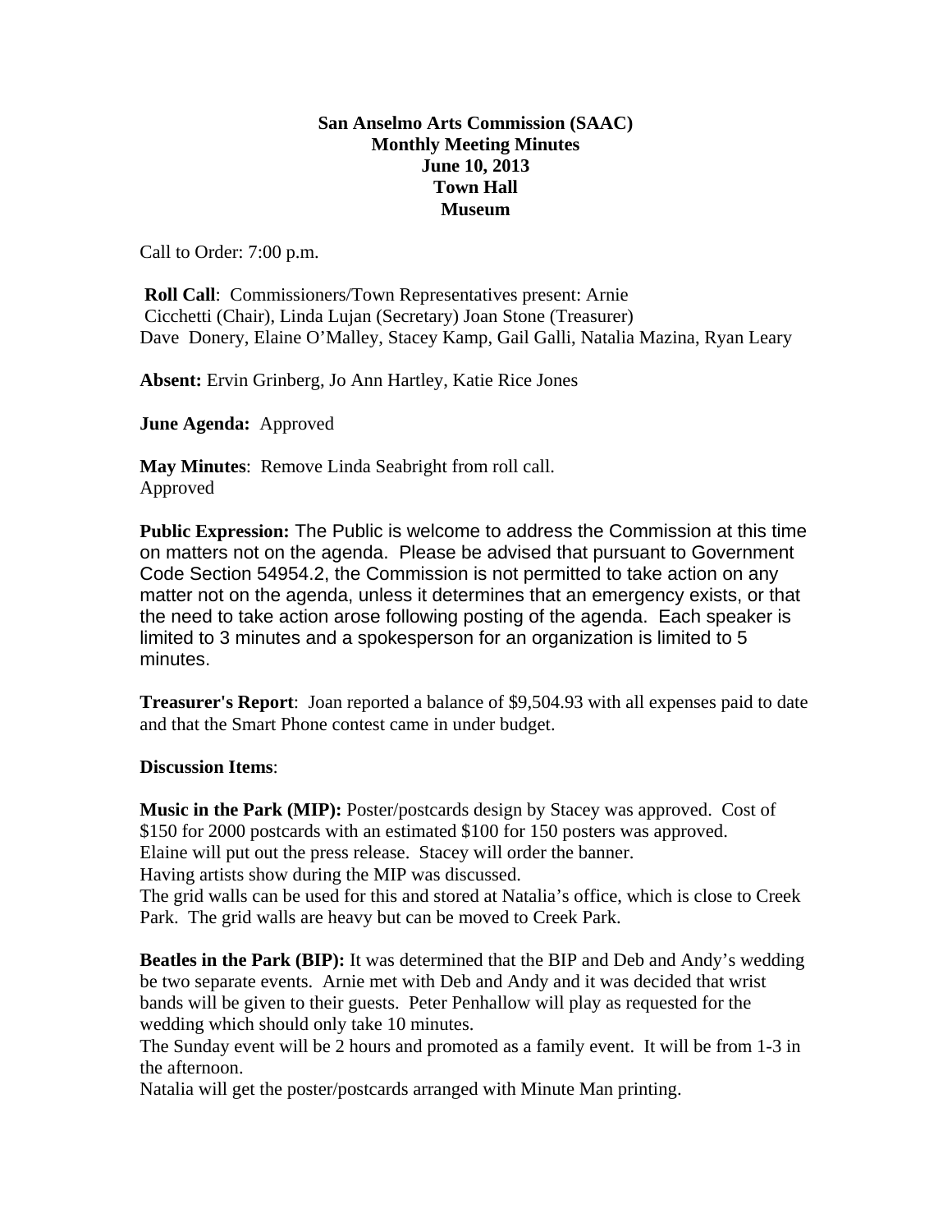**San Anselmo Arts Commission (SAAC)**
**Monthly Meeting Minutes**
**June 10, 2013**
**Town Hall**
**Museum**

Call to Order: 7:00 p.m.

**Roll Call**: Commissioners/Town Representatives present: Arnie Cicchetti (Chair), Linda Lujan (Secretary) Joan Stone (Treasurer) Dave Donery, Elaine O'Malley, Stacey Kamp, Gail Galli, Natalia Mazina, Ryan Leary

**Absent:** Ervin Grinberg, Jo Ann Hartley, Katie Rice Jones

**June Agenda:** Approved

**May Minutes**: Remove Linda Seabright from roll call.
Approved

**Public Expression:** The Public is welcome to address the Commission at this time on matters not on the agenda. Please be advised that pursuant to Government Code Section 54954.2, the Commission is not permitted to take action on any matter not on the agenda, unless it determines that an emergency exists, or that the need to take action arose following posting of the agenda. Each speaker is limited to 3 minutes and a spokesperson for an organization is limited to 5 minutes.

**Treasurer's Report**: Joan reported a balance of $9,504.93 with all expenses paid to date and that the Smart Phone contest came in under budget.

**Discussion Items**:

**Music in the Park (MIP):** Poster/postcards design by Stacey was approved. Cost of $150 for 2000 postcards with an estimated $100 for 150 posters was approved.
Elaine will put out the press release. Stacey will order the banner.
Having artists show during the MIP was discussed.
The grid walls can be used for this and stored at Natalia's office, which is close to Creek Park. The grid walls are heavy but can be moved to Creek Park.

**Beatles in the Park (BIP):** It was determined that the BIP and Deb and Andy's wedding be two separate events. Arnie met with Deb and Andy and it was decided that wrist bands will be given to their guests. Peter Penhallow will play as requested for the wedding which should only take 10 minutes.
The Sunday event will be 2 hours and promoted as a family event. It will be from 1-3 in the afternoon.
Natalia will get the poster/postcards arranged with Minute Man printing.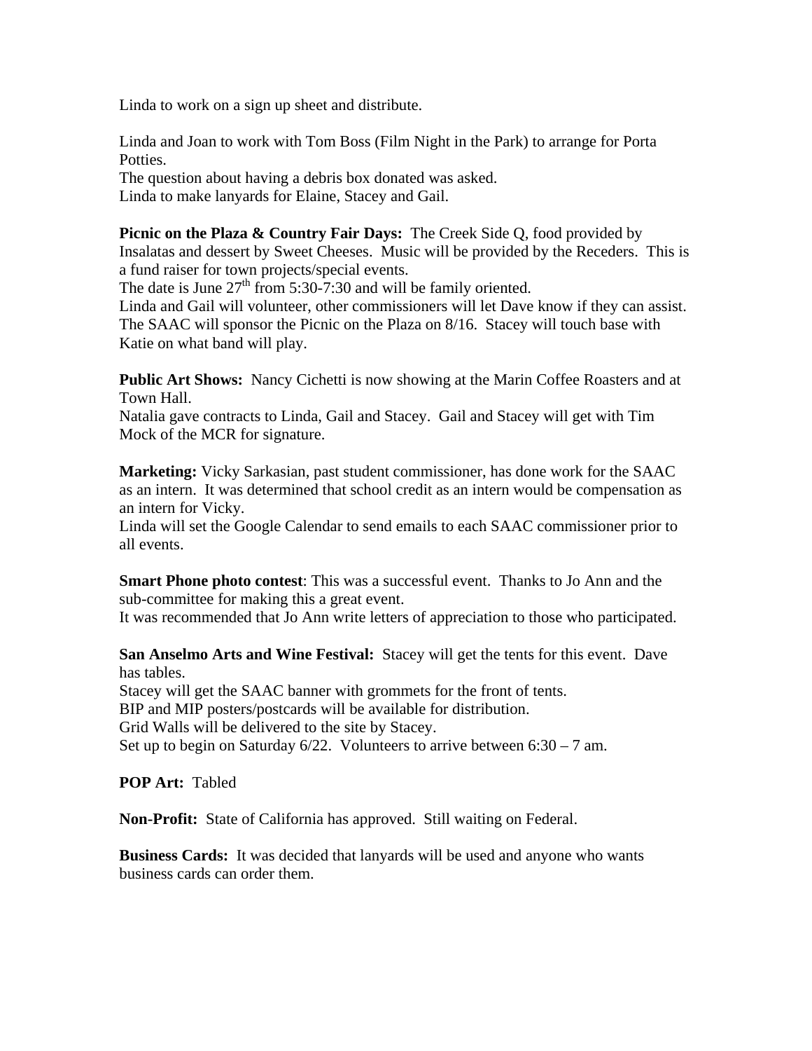Linda to work on a sign up sheet and distribute.

Linda and Joan to work with Tom Boss (Film Night in the Park) to arrange for Porta Potties.
The question about having a debris box donated was asked.
Linda to make lanyards for Elaine, Stacey and Gail.

**Picnic on the Plaza & Country Fair Days:** The Creek Side Q, food provided by Insalatas and dessert by Sweet Cheeses. Music will be provided by the Receders. This is a fund raiser for town projects/special events.
The date is June 27th from 5:30-7:30 and will be family oriented.
Linda and Gail will volunteer, other commissioners will let Dave know if they can assist.
The SAAC will sponsor the Picnic on the Plaza on 8/16. Stacey will touch base with Katie on what band will play.

**Public Art Shows:** Nancy Cichetti is now showing at the Marin Coffee Roasters and at Town Hall.
Natalia gave contracts to Linda, Gail and Stacey. Gail and Stacey will get with Tim Mock of the MCR for signature.

**Marketing:** Vicky Sarkasian, past student commissioner, has done work for the SAAC as an intern. It was determined that school credit as an intern would be compensation as an intern for Vicky.
Linda will set the Google Calendar to send emails to each SAAC commissioner prior to all events.

**Smart Phone photo contest**: This was a successful event. Thanks to Jo Ann and the sub-committee for making this a great event.
It was recommended that Jo Ann write letters of appreciation to those who participated.

**San Anselmo Arts and Wine Festival:** Stacey will get the tents for this event. Dave has tables.
Stacey will get the SAAC banner with grommets for the front of tents.
BIP and MIP posters/postcards will be available for distribution.
Grid Walls will be delivered to the site by Stacey.
Set up to begin on Saturday 6/22. Volunteers to arrive between 6:30 – 7 am.

**POP Art:** Tabled

**Non-Profit:** State of California has approved. Still waiting on Federal.

**Business Cards:** It was decided that lanyards will be used and anyone who wants business cards can order them.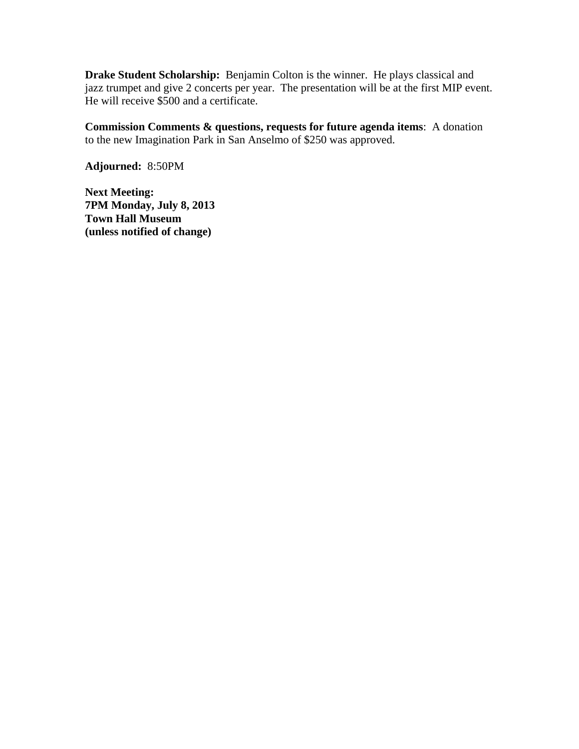**Drake Student Scholarship:** Benjamin Colton is the winner. He plays classical and jazz trumpet and give 2 concerts per year. The presentation will be at the first MIP event. He will receive $500 and a certificate.

**Commission Comments & questions, requests for future agenda items**: A donation to the new Imagination Park in San Anselmo of $250 was approved.

**Adjourned:** 8:50PM

**Next Meeting:**
**7PM Monday, July 8, 2013**
**Town Hall Museum**
**(unless notified of change)**